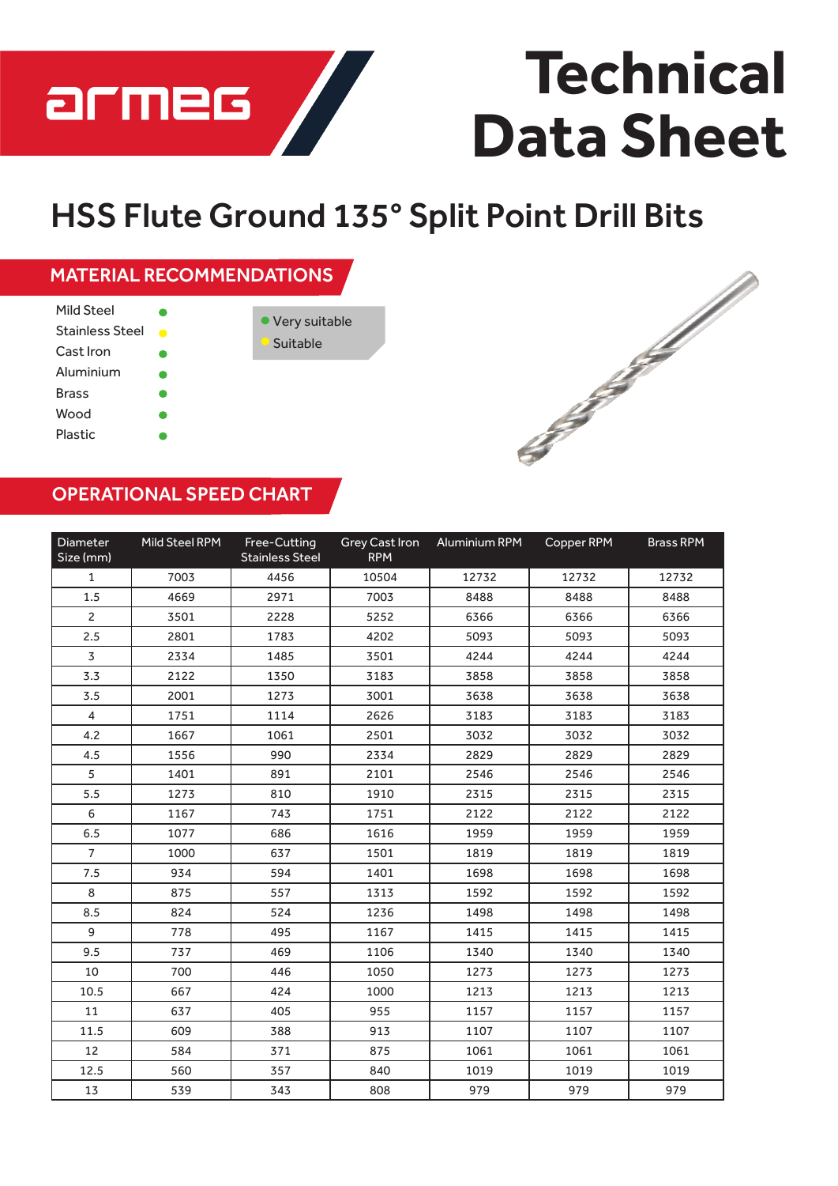armeg

# Technical Data Sheet

## HSS Flute Ground 135° Split Point Drill Bits

### MATERIAL RECOMMENDATIONS

| Material | Rating |
|---|---|
| Mild Steel | ● Very suitable |
| Stainless Steel | ● Suitable |
| Cast Iron | ● Very suitable |
| Aluminium | ● Very suitable |
| Brass | ● Very suitable |
| Wood | ● Very suitable |
| Plastic | ● Very suitable |

● Very suitable
● Suitable

### OPERATIONAL SPEED CHART

| Diameter Size (mm) | Mild Steel RPM | Free-Cutting Stainless Steel | Grey Cast Iron RPM | Aluminium RPM | Copper RPM | Brass RPM |
|---|---|---|---|---|---|---|
| 1 | 7003 | 4456 | 10504 | 12732 | 12732 | 12732 |
| 1.5 | 4669 | 2971 | 7003 | 8488 | 8488 | 8488 |
| 2 | 3501 | 2228 | 5252 | 6366 | 6366 | 6366 |
| 2.5 | 2801 | 1783 | 4202 | 5093 | 5093 | 5093 |
| 3 | 2334 | 1485 | 3501 | 4244 | 4244 | 4244 |
| 3.3 | 2122 | 1350 | 3183 | 3858 | 3858 | 3858 |
| 3.5 | 2001 | 1273 | 3001 | 3638 | 3638 | 3638 |
| 4 | 1751 | 1114 | 2626 | 3183 | 3183 | 3183 |
| 4.2 | 1667 | 1061 | 2501 | 3032 | 3032 | 3032 |
| 4.5 | 1556 | 990 | 2334 | 2829 | 2829 | 2829 |
| 5 | 1401 | 891 | 2101 | 2546 | 2546 | 2546 |
| 5.5 | 1273 | 810 | 1910 | 2315 | 2315 | 2315 |
| 6 | 1167 | 743 | 1751 | 2122 | 2122 | 2122 |
| 6.5 | 1077 | 686 | 1616 | 1959 | 1959 | 1959 |
| 7 | 1000 | 637 | 1501 | 1819 | 1819 | 1819 |
| 7.5 | 934 | 594 | 1401 | 1698 | 1698 | 1698 |
| 8 | 875 | 557 | 1313 | 1592 | 1592 | 1592 |
| 8.5 | 824 | 524 | 1236 | 1498 | 1498 | 1498 |
| 9 | 778 | 495 | 1167 | 1415 | 1415 | 1415 |
| 9.5 | 737 | 469 | 1106 | 1340 | 1340 | 1340 |
| 10 | 700 | 446 | 1050 | 1273 | 1273 | 1273 |
| 10.5 | 667 | 424 | 1000 | 1213 | 1213 | 1213 |
| 11 | 637 | 405 | 955 | 1157 | 1157 | 1157 |
| 11.5 | 609 | 388 | 913 | 1107 | 1107 | 1107 |
| 12 | 584 | 371 | 875 | 1061 | 1061 | 1061 |
| 12.5 | 560 | 357 | 840 | 1019 | 1019 | 1019 |
| 13 | 539 | 343 | 808 | 979 | 979 | 979 |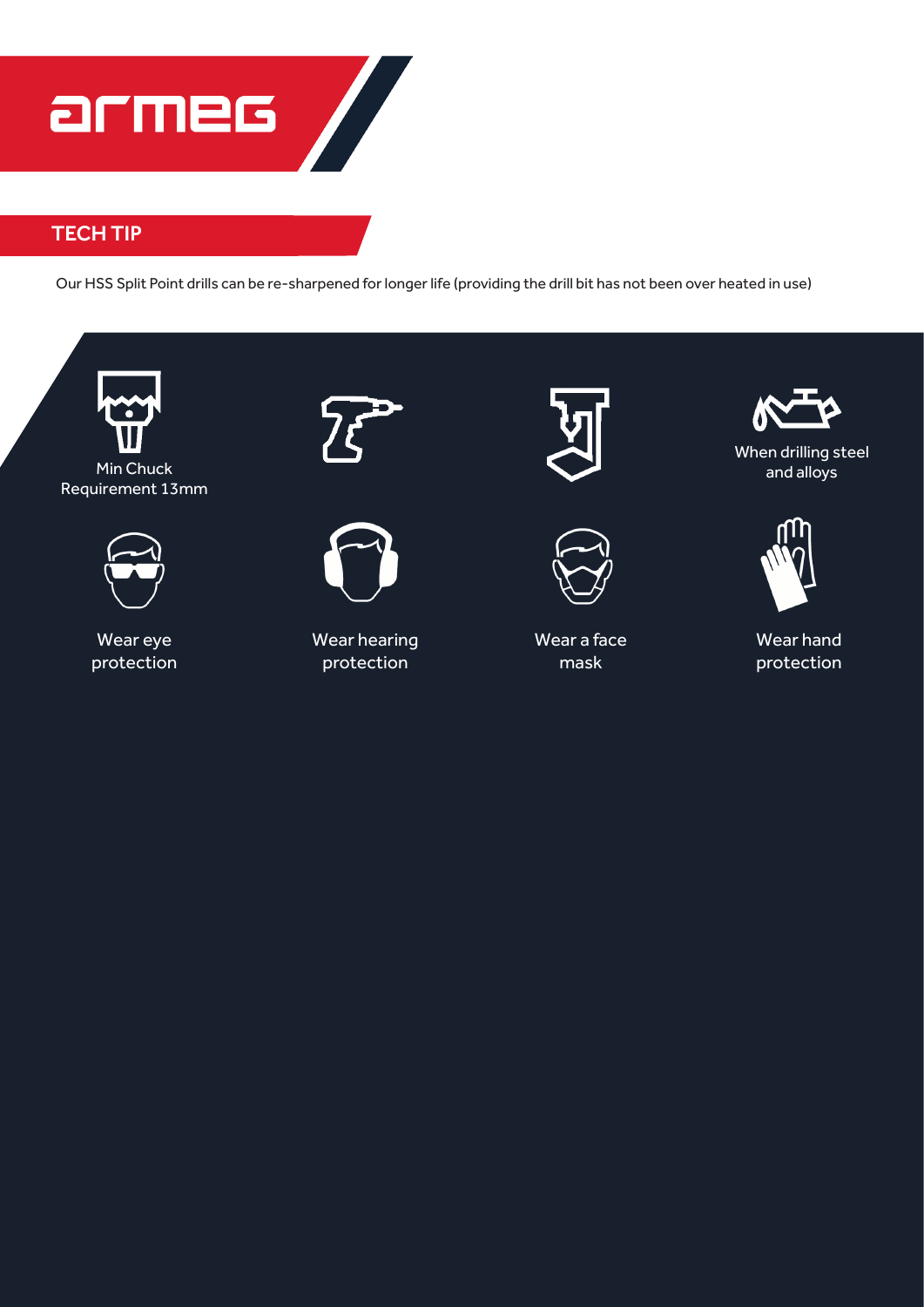## TECH TIP

Our HSS Split Point drills can be re-sharpened for longer life (providing the drill bit has not been over heated in use)

Min Chuck Requirement 13mm

When drilling steel and alloys

Wear eye protection

Wear hearing protection

Wear a face mask

Wear hand protection